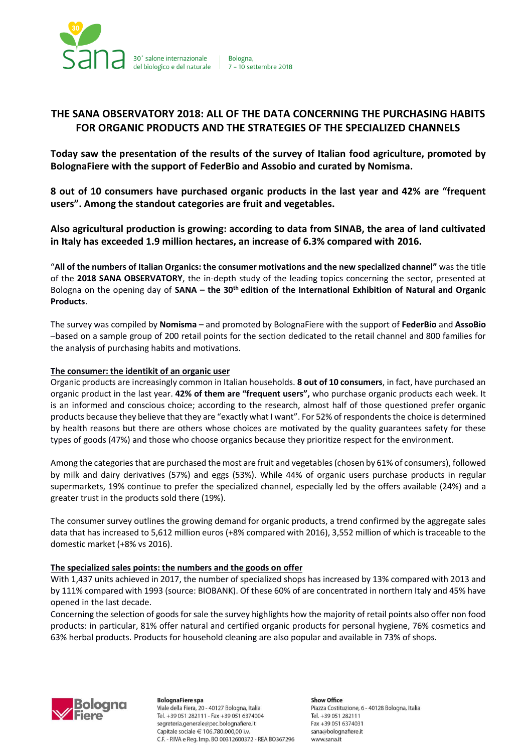# THE SANA OBSERVATORY 2018: ALL OF THE DATA CONCERNING THE PURCHASING HABITS FOR ORGANIC PRODUCTS AND THE STRATEGIES OF THE SPECIALIZED CHANNELS

**Today saw the presentation of the results of the survey of Italian food agriculture, promoted by BolognaFiere with the support of FederBio and Assobio and curated by Nomisma.**

**8 out of 10 consumers have purchased organic products in the last year and 42% are "frequent users". Among the standout categories are fruit and vegetables.**

**Also agricultural production is growing: according to data from SINAB, the area of land cultivated in Italy has exceeded 1.9 million hectares, an increase of 6.3% compared with 2016.**

"**All of the numbers of Italian Organics: the consumer motivations and the new specialized channel"** was the title of the **2018 SANA OBSERVATORY**, the in-depth study of the leading topics concerning the sector, presented at Bologna on the opening day of **SANA – the 30th edition of the International Exhibition of Natural and Organic Products**.

The survey was compiled by **Nomisma** – and promoted by BolognaFiere with the support of **FederBio** and **AssoBio** –based on a sample group of 200 retail points for the section dedicated to the retail channel and 800 families for the analysis of purchasing habits and motivations.

**The consumer: the identikit of an organic user**

Organic products are increasingly common in Italian households. **8 out of 10 consumers**, in fact, have purchased an organic product in the last year. **42% of them are "frequent users",** who purchase organic products each week. It is an informed and conscious choice; according to the research, almost half of those questioned prefer organic products because they believe that they are "exactly what I want". For 52% of respondents the choice is determined by health reasons but there are others whose choices are motivated by the quality guarantees safety for these types of goods (47%) and those who choose organics because they prioritize respect for the environment.

Among the categories that are purchased the most are fruit and vegetables (chosen by 61% of consumers), followed by milk and dairy derivatives (57%) and eggs (53%). While 44% of organic users purchase products in regular supermarkets, 19% continue to prefer the specialized channel, especially led by the offers available (24%) and a greater trust in the products sold there (19%).

The consumer survey outlines the growing demand for organic products, a trend confirmed by the aggregate sales data that has increased to 5,612 million euros (+8% compared with 2016), 3,552 million of which is traceable to the domestic market (+8% vs 2016).

**The specialized sales points: the numbers and the goods on offer**

With 1,437 units achieved in 2017, the number of specialized shops has increased by 13% compared with 2013 and by 111% compared with 1993 (source: BIOBANK). Of these 60% of are concentrated in northern Italy and 45% have opened in the last decade.

Concerning the selection of goods for sale the survey highlights how the majority of retail points also offer non food products: in particular, 81% offer natural and certified organic products for personal hygiene, 76% cosmetics and 63% herbal products. Products for household cleaning are also popular and available in 73% of shops.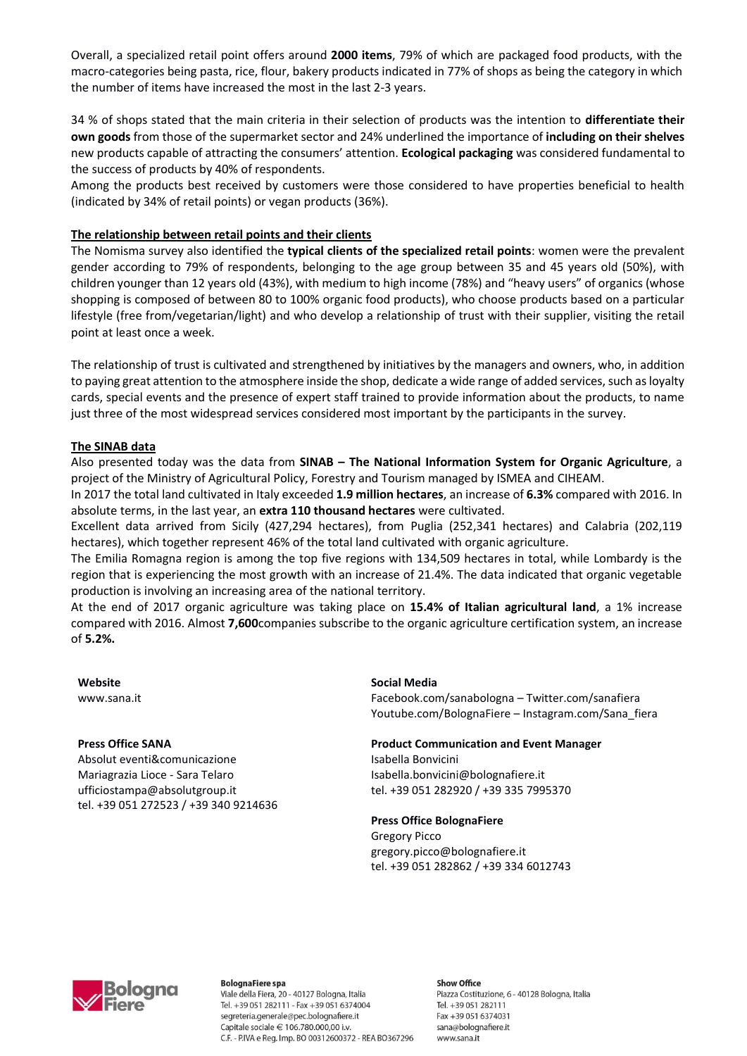Overall, a specialized retail point offers around **2000 items**, 79% of which are packaged food products, with the macro-categories being pasta, rice, flour, bakery products indicated in 77% of shops as being the category in which the number of items have increased the most in the last 2-3 years.

34 % of shops stated that the main criteria in their selection of products was the intention to **differentiate their own goods** from those of the supermarket sector and 24% underlined the importance of **including on their shelves** new products capable of attracting the consumers' attention. **Ecological packaging** was considered fundamental to the success of products by 40% of respondents.

Among the products best received by customers were those considered to have properties beneficial to health (indicated by 34% of retail points) or vegan products (36%).

## The relationship between retail points and their clients

The Nomisma survey also identified the **typical clients of the specialized retail points**: women were the prevalent gender according to 79% of respondents, belonging to the age group between 35 and 45 years old (50%), with children younger than 12 years old (43%), with medium to high income (78%) and "heavy users" of organics (whose shopping is composed of between 80 to 100% organic food products), who choose products based on a particular lifestyle (free from/vegetarian/light) and who develop a relationship of trust with their supplier, visiting the retail point at least once a week.

The relationship of trust is cultivated and strengthened by initiatives by the managers and owners, who, in addition to paying great attention to the atmosphere inside the shop, dedicate a wide range of added services, such as loyalty cards, special events and the presence of expert staff trained to provide information about the products, to name just three of the most widespread services considered most important by the participants in the survey.

## The SINAB data

Also presented today was the data from **SINAB – The National Information System for Organic Agriculture**, a project of the Ministry of Agricultural Policy, Forestry and Tourism managed by ISMEA and CIHEAM.

In 2017 the total land cultivated in Italy exceeded **1.9 million hectares**, an increase of **6.3%** compared with 2016. In absolute terms, in the last year, an **extra 110 thousand hectares** were cultivated.

Excellent data arrived from Sicily (427,294 hectares), from Puglia (252,341 hectares) and Calabria (202,119 hectares), which together represent 46% of the total land cultivated with organic agriculture.

The Emilia Romagna region is among the top five regions with 134,509 hectares in total, while Lombardy is the region that is experiencing the most growth with an increase of 21.4%. The data indicated that organic vegetable production is involving an increasing area of the national territory.

At the end of 2017 organic agriculture was taking place on **15.4% of Italian agricultural land**, a 1% increase compared with 2016. Almost **7,600**companies subscribe to the organic agriculture certification system, an increase of **5.2%.**

**Website**
www.sana.it

**Social Media**
Facebook.com/sanabologna – Twitter.com/sanafiera
Youtube.com/BolognaFiere – Instagram.com/Sana_fiera

**Press Office SANA**
Absolut eventi&comunicazione
Mariagrazia Lioce - Sara Telaro
ufficiostampa@absolutgroup.it
tel. +39 051 272523 / +39 340 9214636

**Product Communication and Event Manager**
Isabella Bonvicini
Isabella.bonvicini@bolognafiere.it
tel. +39 051 282920 / +39 335 7995370

**Press Office BolognaFiere**
Gregory Picco
gregory.picco@bolognafiere.it
tel. +39 051 282862 / +39 334 6012743

**BolognaFiere spa**
Viale della Fiera, 20 - 40127 Bologna, Italia
Tel. +39 051 282111 - Fax +39 051 6374004
segreteria.generale@pec.bolognafiere.it
Capitale sociale € 106.780.000,00 i.v.
C.F. - P.IVA e Reg. Imp. BO 00312600372 - REA BO367296

**Show Office**
Piazza Costituzione, 6 - 40128 Bologna, Italia
Tel. +39 051 282111
Fax +39 051 6374031
sana@bolognafiere.it
www.sana.it